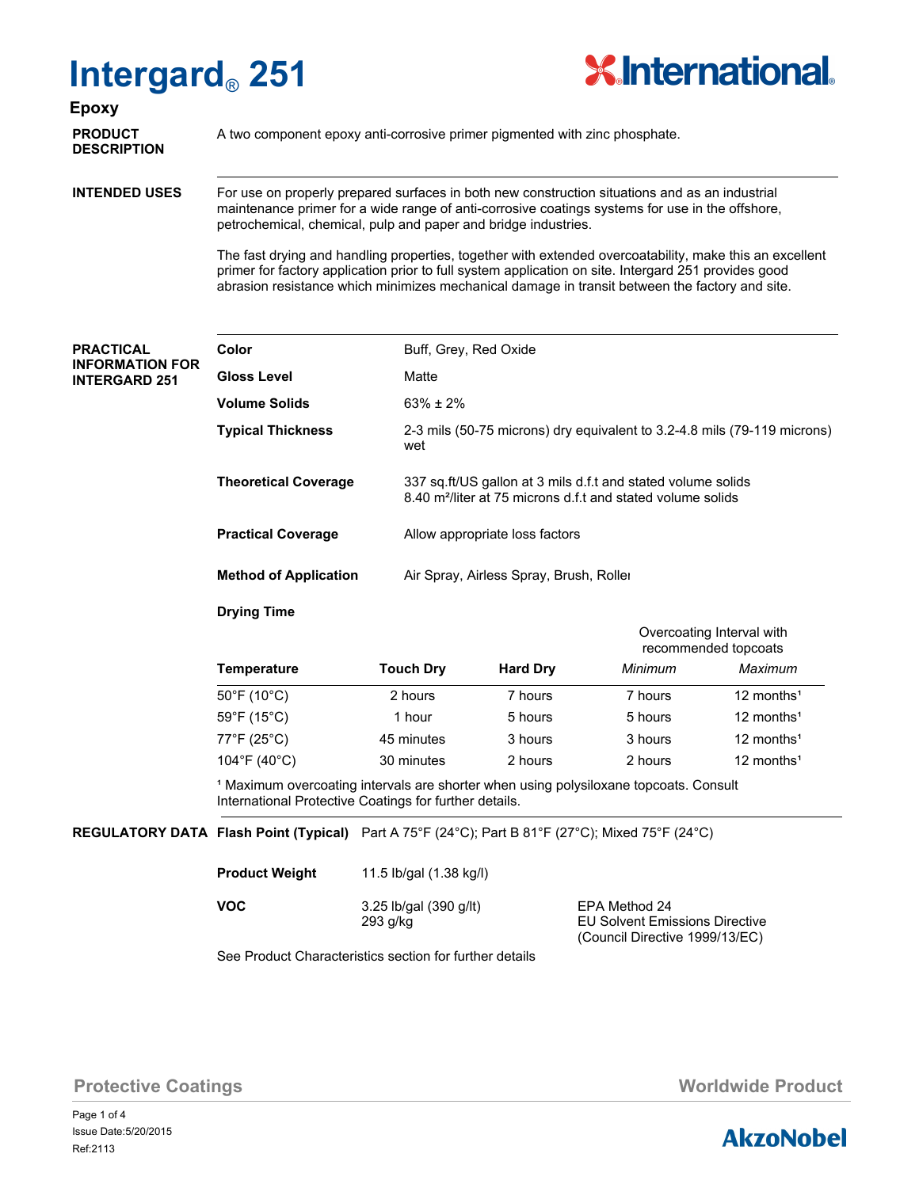# Intergard® 251

## Epoxy

**PRODUCT DESCRIPTION**

A two component epoxy anti-corrosive primer pigmented with zinc phosphate.

**INTENDED USES**

For use on properly prepared surfaces in both new construction situations and as an industrial maintenance primer for a wide range of anti-corrosive coatings systems for use in the offshore, petrochemical, chemical, pulp and paper and bridge industries.

The fast drying and handling properties, together with extended overcoatability, make this an excellent primer for factory application prior to full system application on site. Intergard 251 provides good abrasion resistance which minimizes mechanical damage in transit between the factory and site.

**PRACTICAL INFORMATION FOR INTERGARD 251**

| | |
|---|---|
| **Color** | Buff, Grey, Red Oxide |
| **Gloss Level** | Matte |
| **Volume Solids** | 63% ± 2% |
| **Typical Thickness** | 2-3 mils (50-75 microns) dry equivalent to 3.2-4.8 mils (79-119 microns) wet |
| **Theoretical Coverage** | 337 sq.ft/US gallon at 3 mils d.f.t and stated volume solids<br>8.40 m²/liter at 75 microns d.f.t and stated volume solids |
| **Practical Coverage** | Allow appropriate loss factors |
| **Method of Application** | Air Spray, Airless Spray, Brush, Roller |

**Drying Time**

| Temperature | Touch Dry | Hard Dry | Overcoating Interval with recommended topcoats *Minimum* | *Maximum* |
|---|---|---|---|---|
| 50°F (10°C) | 2 hours | 7 hours | 7 hours | 12 months[1] |
| 59°F (15°C) | 1 hour | 5 hours | 5 hours | 12 months[1] |
| 77°F (25°C) | 45 minutes | 3 hours | 3 hours | 12 months[1] |
| 104°F (40°C) | 30 minutes | 2 hours | 2 hours | 12 months[1] |

[1] Maximum overcoating intervals are shorter when using polysiloxane topcoats. Consult International Protective Coatings for further details.

**REGULATORY DATA**

| | | |
|---|---|---|
| **Flash Point (Typical)** | Part A 75°F (24°C); Part B 81°F (27°C); Mixed 75°F (24°C) | |
| **Product Weight** | 11.5 lb/gal (1.38 kg/l) | |
| **VOC** | 3.25 lb/gal (390 g/lt) | EPA Method 24 |
| | 293 g/kg | EU Solvent Emissions Directive (Council Directive 1999/13/EC) |

See Product Characteristics section for further details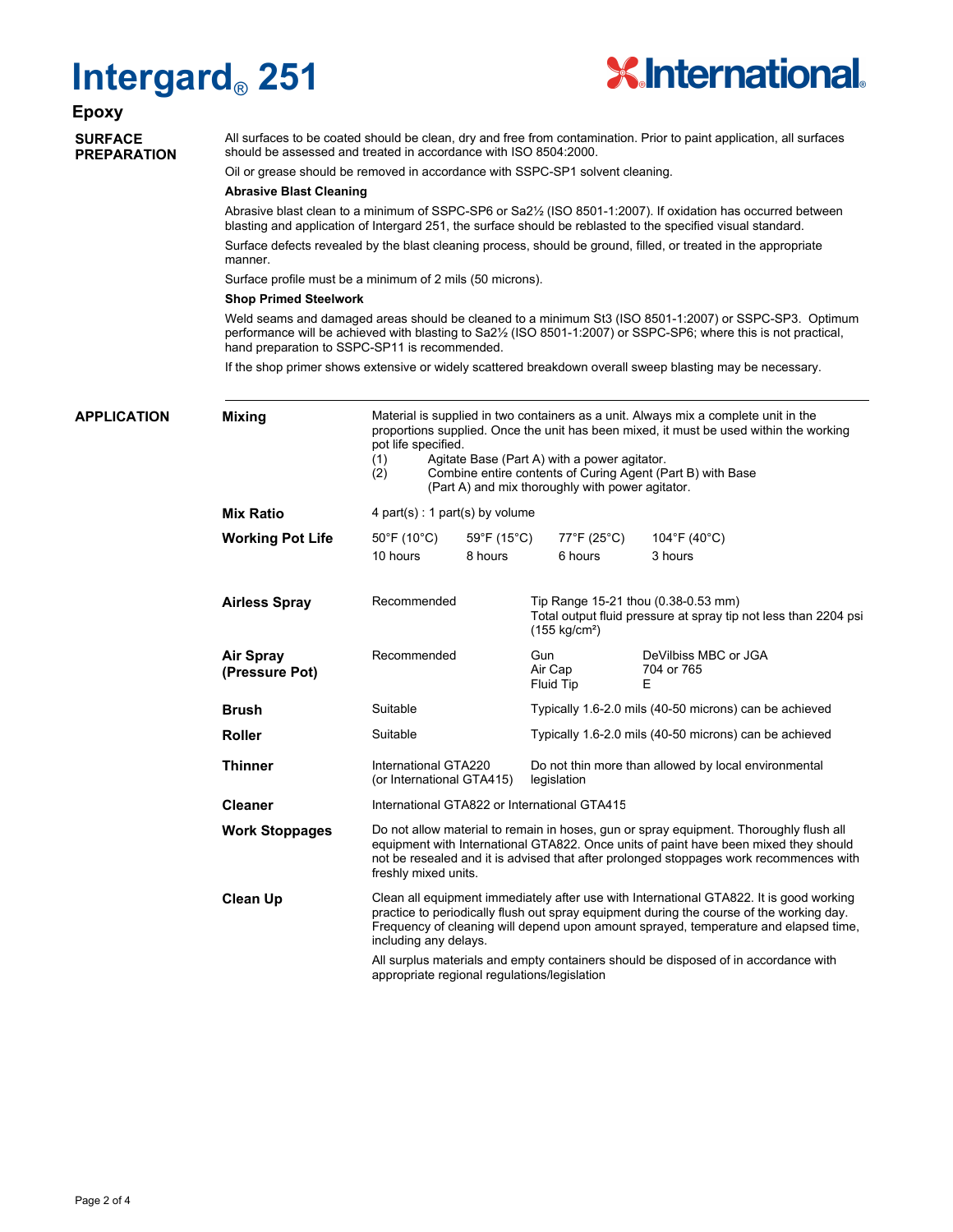# Intergard® 251

## Epoxy

### SURFACE PREPARATION

All surfaces to be coated should be clean, dry and free from contamination. Prior to paint application, all surfaces should be assessed and treated in accordance with ISO 8504:2000.

Oil or grease should be removed in accordance with SSPC-SP1 solvent cleaning.

**Abrasive Blast Cleaning**

Abrasive blast clean to a minimum of SSPC-SP6 or Sa2½ (ISO 8501-1:2007). If oxidation has occurred between blasting and application of Intergard 251, the surface should be reblasted to the specified visual standard.

Surface defects revealed by the blast cleaning process, should be ground, filled, or treated in the appropriate manner.

Surface profile must be a minimum of 2 mils (50 microns).

**Shop Primed Steelwork**

Weld seams and damaged areas should be cleaned to a minimum St3 (ISO 8501-1:2007) or SSPC-SP3. Optimum performance will be achieved with blasting to Sa2½ (ISO 8501-1:2007) or SSPC-SP6; where this is not practical, hand preparation to SSPC-SP11 is recommended.

If the shop primer shows extensive or widely scattered breakdown overall sweep blasting may be necessary.

### APPLICATION

**Mixing**

Material is supplied in two containers as a unit. Always mix a complete unit in the proportions supplied. Once the unit has been mixed, it must be used within the working pot life specified.

(1) Agitate Base (Part A) with a power agitator.
(2) Combine entire contents of Curing Agent (Part B) with Base (Part A) and mix thoroughly with power agitator.

**Mix Ratio**

4 part(s) : 1 part(s) by volume

**Working Pot Life**

| 50°F (10°C) | 59°F (15°C) | 77°F (25°C) | 104°F (40°C) |
|---|---|---|---|
| 10 hours | 8 hours | 6 hours | 3 hours |

**Airless Spray**

Recommended — Tip Range 15-21 thou (0.38-0.53 mm). Total output fluid pressure at spray tip not less than 2204 psi (155 kg/cm²)

**Air Spray (Pressure Pot)**

Recommended

| | |
|---|---|
| Gun | DeVilbiss MBC or JGA |
| Air Cap | 704 or 765 |
| Fluid Tip | E |

**Brush**

Suitable — Typically 1.6-2.0 mils (40-50 microns) can be achieved

**Roller**

Suitable — Typically 1.6-2.0 mils (40-50 microns) can be achieved

**Thinner**

International GTA220 (or International GTA415) — Do not thin more than allowed by local environmental legislation

**Cleaner**

International GTA822 or International GTA415

**Work Stoppages**

Do not allow material to remain in hoses, gun or spray equipment. Thoroughly flush all equipment with International GTA822. Once units of paint have been mixed they should not be resealed and it is advised that after prolonged stoppages work recommences with freshly mixed units.

**Clean Up**

Clean all equipment immediately after use with International GTA822. It is good working practice to periodically flush out spray equipment during the course of the working day. Frequency of cleaning will depend upon amount sprayed, temperature and elapsed time, including any delays.

All surplus materials and empty containers should be disposed of in accordance with appropriate regional regulations/legislation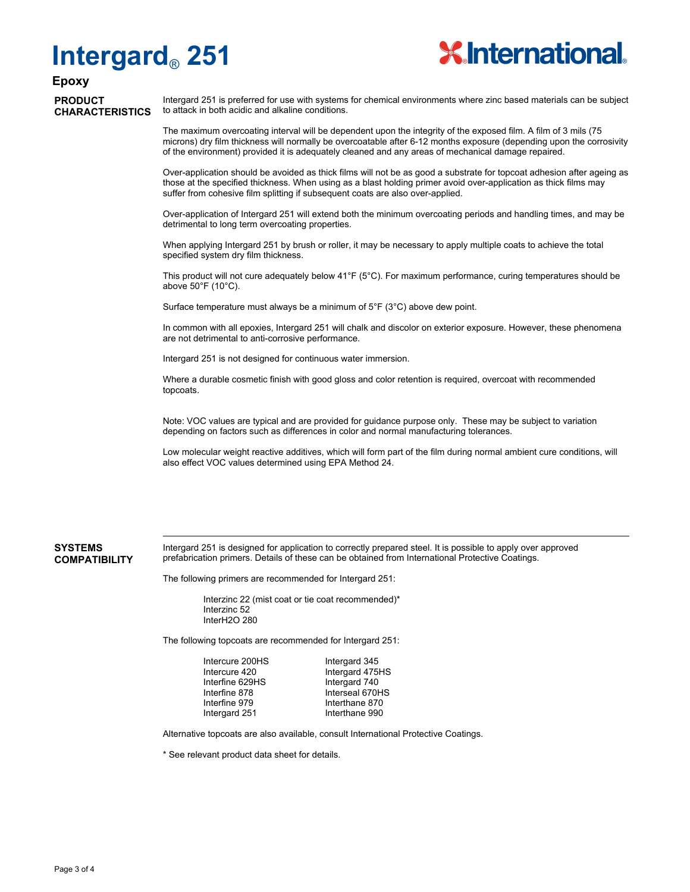# Intergard® 251

**Epoxy**

## PRODUCT CHARACTERISTICS

Intergard 251 is preferred for use with systems for chemical environments where zinc based materials can be subject to attack in both acidic and alkaline conditions.

The maximum overcoating interval will be dependent upon the integrity of the exposed film. A film of 3 mils (75 microns) dry film thickness will normally be overcoatable after 6-12 months exposure (depending upon the corrosivity of the environment) provided it is adequately cleaned and any areas of mechanical damage repaired.

Over-application should be avoided as thick films will not be as good a substrate for topcoat adhesion after ageing as those at the specified thickness. When using as a blast holding primer avoid over-application as thick films may suffer from cohesive film splitting if subsequent coats are also over-applied.

Over-application of Intergard 251 will extend both the minimum overcoating periods and handling times, and may be detrimental to long term overcoating properties.

When applying Intergard 251 by brush or roller, it may be necessary to apply multiple coats to achieve the total specified system dry film thickness.

This product will not cure adequately below 41°F (5°C). For maximum performance, curing temperatures should be above 50°F (10°C).

Surface temperature must always be a minimum of 5°F (3°C) above dew point.

In common with all epoxies, Intergard 251 will chalk and discolor on exterior exposure. However, these phenomena are not detrimental to anti-corrosive performance.

Intergard 251 is not designed for continuous water immersion.

Where a durable cosmetic finish with good gloss and color retention is required, overcoat with recommended topcoats.

Note: VOC values are typical and are provided for guidance purpose only. These may be subject to variation depending on factors such as differences in color and normal manufacturing tolerances.

Low molecular weight reactive additives, which will form part of the film during normal ambient cure conditions, will also effect VOC values determined using EPA Method 24.

## SYSTEMS COMPATIBILITY

Intergard 251 is designed for application to correctly prepared steel. It is possible to apply over approved prefabrication primers. Details of these can be obtained from International Protective Coatings.

The following primers are recommended for Intergard 251:

- Interzinc 22 (mist coat or tie coat recommended)*
- Interzinc 52
- InterH2O 280

The following topcoats are recommended for Intergard 251:

| | |
|---|---|
| Intercure 200HS | Intergard 345 |
| Intercure 420 | Intergard 475HS |
| Interfine 629HS | Intergard 740 |
| Interfine 878 | Interseal 670HS |
| Interfine 979 | Interthane 870 |
| Intergard 251 | Interthane 990 |

Alternative topcoats are also available, consult International Protective Coatings.

* See relevant product data sheet for details.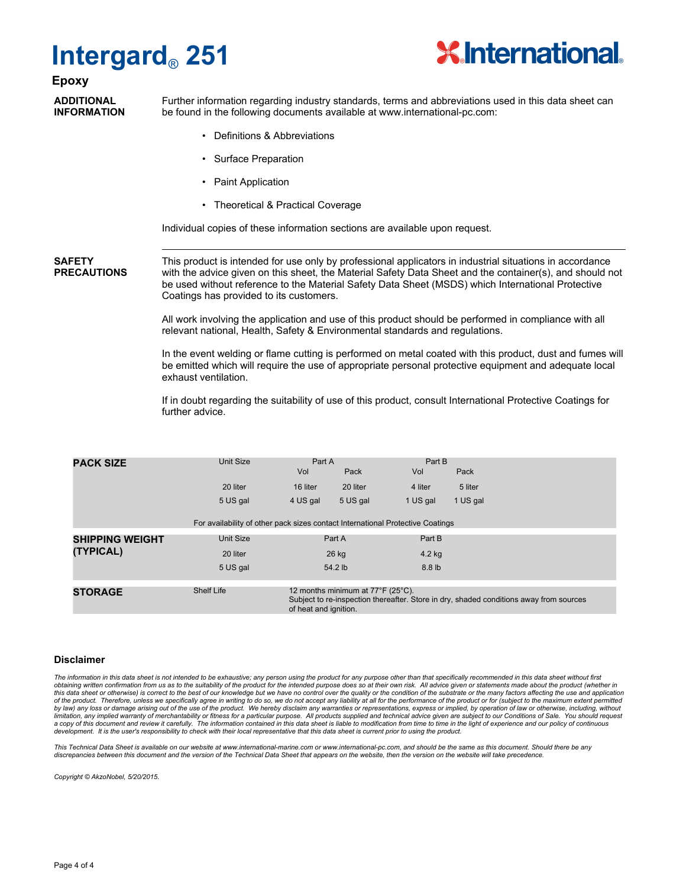# Intergard® 251

## Epoxy

| | |
|---|---|
| **ADDITIONAL INFORMATION** | Further information regarding industry standards, terms and abbreviations used in this data sheet can be found in the following documents available at www.international-pc.com:<br><br>• Definitions & Abbreviations<br>• Surface Preparation<br>• Paint Application<br>• Theoretical & Practical Coverage<br><br>Individual copies of these information sections are available upon request. |
| **SAFETY PRECAUTIONS** | This product is intended for use only by professional applicators in industrial situations in accordance with the advice given on this sheet, the Material Safety Data Sheet and the container(s), and should not be used without reference to the Material Safety Data Sheet (MSDS) which International Protective Coatings has provided to its customers.<br><br>All work involving the application and use of this product should be performed in compliance with all relevant national, Health, Safety & Environmental standards and regulations.<br><br>In the event welding or flame cutting is performed on metal coated with this product, dust and fumes will be emitted which will require the use of appropriate personal protective equipment and adequate local exhaust ventilation.<br><br>If in doubt regarding the suitability of use of this product, consult International Protective Coatings for further advice. |

| **PACK SIZE** | Unit Size | Part A | | Part B | |
|---|---|---|---|---|---|
| | | Vol | Pack | Vol | Pack |
| | 20 liter | 16 liter | 20 liter | 4 liter | 5 liter |
| | 5 US gal | 4 US gal | 5 US gal | 1 US gal | 1 US gal |

For availability of other pack sizes contact International Protective Coatings

| **SHIPPING WEIGHT (TYPICAL)** | Unit Size | Part A | Part B |
|---|---|---|---|
| | 20 liter | 26 kg | 4.2 kg |
| | 5 US gal | 54.2 lb | 8.8 lb |

| **STORAGE** | Shelf Life | 12 months minimum at 77°F (25°C). Subject to re-inspection thereafter. Store in dry, shaded conditions away from sources of heat and ignition. |
|---|---|---|

### Disclaimer

*The information in this data sheet is not intended to be exhaustive; any person using the product for any purpose other than that specifically recommended in this data sheet without first obtaining written confirmation from us as to the suitability of the product for the intended purpose does so at their own risk. All advice given or statements made about the product (whether in this data sheet or otherwise) is correct to the best of our knowledge but we have no control over the quality or the condition of the substrate or the many factors affecting the use and application of the product. Therefore, unless we specifically agree in writing to do so, we do not accept any liability at all for the performance of the product or for (subject to the maximum extent permitted by law) any loss or damage arising out of the use of the product. We hereby disclaim any warranties or representations, express or implied, by operation of law or otherwise, including, without limitation, any implied warranty of merchantability or fitness for a particular purpose. All products supplied and technical advice given are subject to our Conditions of Sale. You should request a copy of this document and review it carefully. The information contained in this data sheet is liable to modification from time to time in the light of experience and our policy of continuous development. It is the user's responsibility to check with their local representative that this data sheet is current prior to using the product.*

*This Technical Data Sheet is available on our website at www.international-marine.com or www.international-pc.com, and should be the same as this document. Should there be any discrepancies between this document and the version of the Technical Data Sheet that appears on the website, then the version on the website will take precedence.*

*Copyright © AkzoNobel, 5/20/2015.*